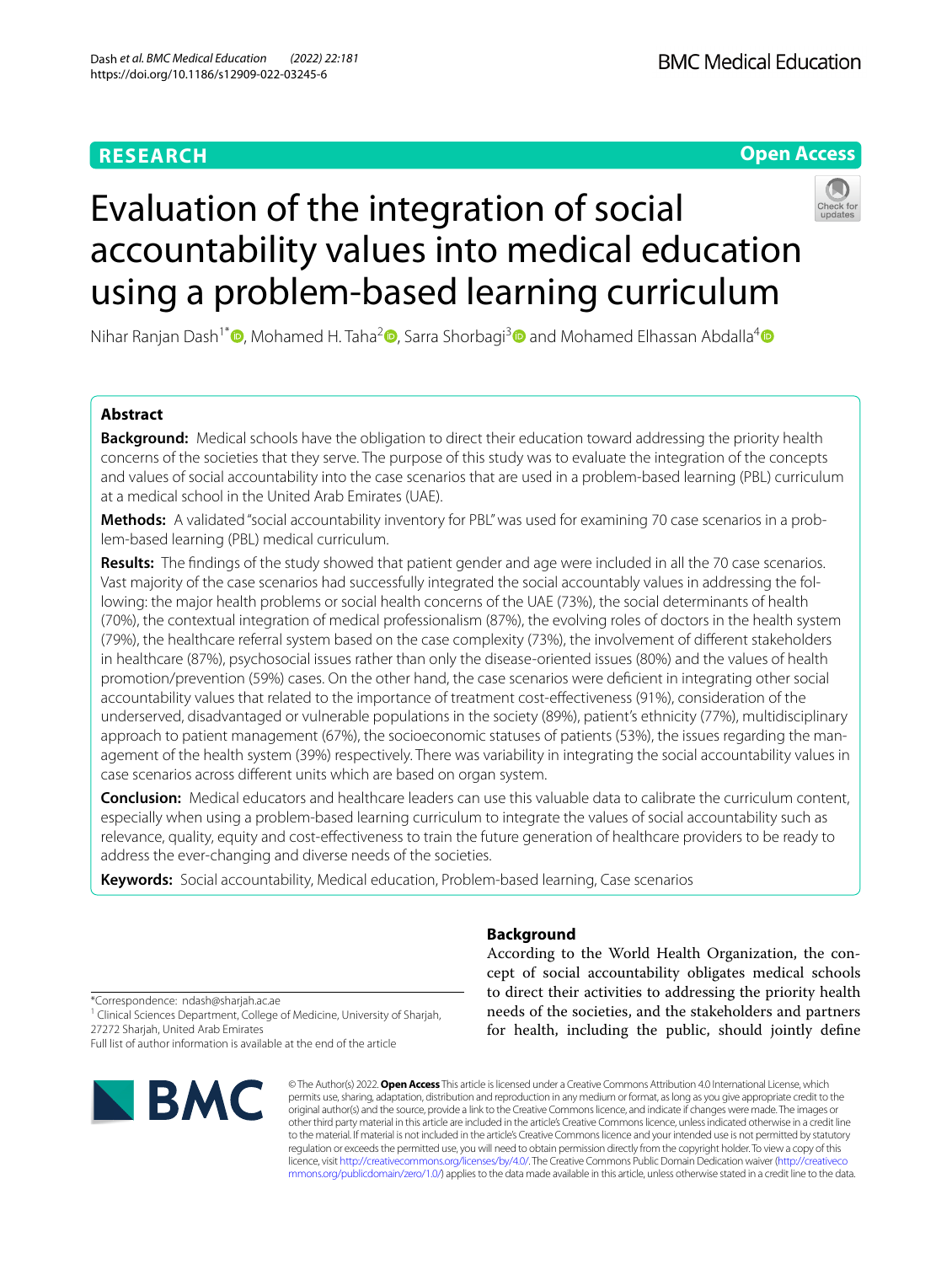RESEARCH

Open Access

# Evaluation of the integration of social accountability values into medical education using a problem-based learning curriculum

Nihar Ranjan Dash[1*], Mohamed H. Taha[2], Sarra Shorbagi[3] and Mohamed Elhassan Abdalla[4]

## Abstract

**Background:** Medical schools have the obligation to direct their education toward addressing the priority health concerns of the societies that they serve. The purpose of this study was to evaluate the integration of the concepts and values of social accountability into the case scenarios that are used in a problem-based learning (PBL) curriculum at a medical school in the United Arab Emirates (UAE).

**Methods:** A validated "social accountability inventory for PBL" was used for examining 70 case scenarios in a problem-based learning (PBL) medical curriculum.

**Results:** The findings of the study showed that patient gender and age were included in all the 70 case scenarios. Vast majority of the case scenarios had successfully integrated the social accountably values in addressing the following: the major health problems or social health concerns of the UAE (73%), the social determinants of health (70%), the contextual integration of medical professionalism (87%), the evolving roles of doctors in the health system (79%), the healthcare referral system based on the case complexity (73%), the involvement of different stakeholders in healthcare (87%), psychosocial issues rather than only the disease-oriented issues (80%) and the values of health promotion/prevention (59%) cases. On the other hand, the case scenarios were deficient in integrating other social accountability values that related to the importance of treatment cost-effectiveness (91%), consideration of the underserved, disadvantaged or vulnerable populations in the society (89%), patient's ethnicity (77%), multidisciplinary approach to patient management (67%), the socioeconomic statuses of patients (53%), the issues regarding the management of the health system (39%) respectively. There was variability in integrating the social accountability values in case scenarios across different units which are based on organ system.

**Conclusion:** Medical educators and healthcare leaders can use this valuable data to calibrate the curriculum content, especially when using a problem-based learning curriculum to integrate the values of social accountability such as relevance, quality, equity and cost-effectiveness to train the future generation of healthcare providers to be ready to address the ever-changing and diverse needs of the societies.

**Keywords:** Social accountability, Medical education, Problem-based learning, Case scenarios

*Correspondence: ndash@sharjah.ac.ae

[1] Clinical Sciences Department, College of Medicine, University of Sharjah, 27272 Sharjah, United Arab Emirates

Full list of author information is available at the end of the article

## Background

According to the World Health Organization, the concept of social accountability obligates medical schools to direct their activities to addressing the priority health needs of the societies, and the stakeholders and partners for health, including the public, should jointly define

© The Author(s) 2022. **Open Access** This article is licensed under a Creative Commons Attribution 4.0 International License, which permits use, sharing, adaptation, distribution and reproduction in any medium or format, as long as you give appropriate credit to the original author(s) and the source, provide a link to the Creative Commons licence, and indicate if changes were made. The images or other third party material in this article are included in the article's Creative Commons licence, unless indicated otherwise in a credit line to the material. If material is not included in the article's Creative Commons licence and your intended use is not permitted by statutory regulation or exceeds the permitted use, you will need to obtain permission directly from the copyright holder. To view a copy of this licence, visit http://creativecommons.org/licenses/by/4.0/. The Creative Commons Public Domain Dedication waiver (http://creativecommons.org/publicdomain/zero/1.0/) applies to the data made available in this article, unless otherwise stated in a credit line to the data.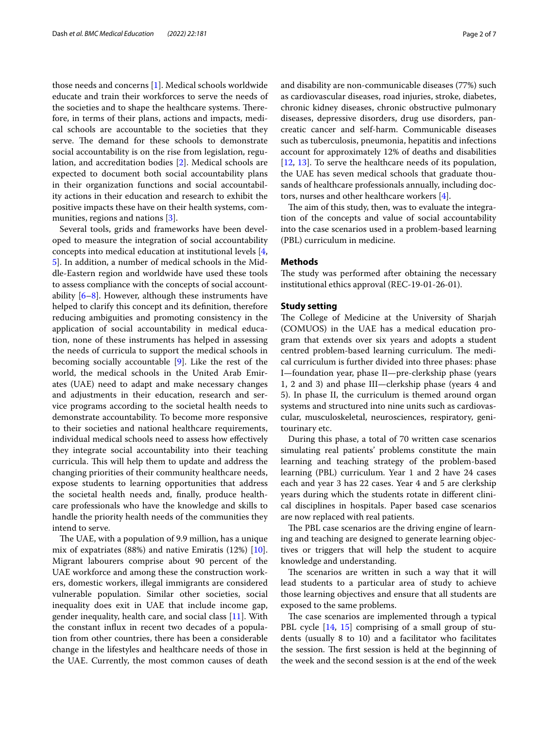those needs and concerns [1]. Medical schools worldwide educate and train their workforces to serve the needs of the societies and to shape the healthcare systems. Therefore, in terms of their plans, actions and impacts, medical schools are accountable to the societies that they serve. The demand for these schools to demonstrate social accountability is on the rise from legislation, regulation, and accreditation bodies [2]. Medical schools are expected to document both social accountability plans in their organization functions and social accountability actions in their education and research to exhibit the positive impacts these have on their health systems, communities, regions and nations [3].

Several tools, grids and frameworks have been developed to measure the integration of social accountability concepts into medical education at institutional levels [4, 5]. In addition, a number of medical schools in the Middle-Eastern region and worldwide have used these tools to assess compliance with the concepts of social accountability [6–8]. However, although these instruments have helped to clarify this concept and its definition, therefore reducing ambiguities and promoting consistency in the application of social accountability in medical education, none of these instruments has helped in assessing the needs of curricula to support the medical schools in becoming socially accountable [9]. Like the rest of the world, the medical schools in the United Arab Emirates (UAE) need to adapt and make necessary changes and adjustments in their education, research and service programs according to the societal health needs to demonstrate accountability. To become more responsive to their societies and national healthcare requirements, individual medical schools need to assess how effectively they integrate social accountability into their teaching curricula. This will help them to update and address the changing priorities of their community healthcare needs, expose students to learning opportunities that address the societal health needs and, finally, produce healthcare professionals who have the knowledge and skills to handle the priority health needs of the communities they intend to serve.

The UAE, with a population of 9.9 million, has a unique mix of expatriates (88%) and native Emiratis (12%) [10]. Migrant labourers comprise about 90 percent of the UAE workforce and among these the construction workers, domestic workers, illegal immigrants are considered vulnerable population. Similar other societies, social inequality does exit in UAE that include income gap, gender inequality, health care, and social class [11]. With the constant influx in recent two decades of a population from other countries, there has been a considerable change in the lifestyles and healthcare needs of those in the UAE. Currently, the most common causes of death and disability are non-communicable diseases (77%) such as cardiovascular diseases, road injuries, stroke, diabetes, chronic kidney diseases, chronic obstructive pulmonary diseases, depressive disorders, drug use disorders, pancreatic cancer and self-harm. Communicable diseases such as tuberculosis, pneumonia, hepatitis and infections account for approximately 12% of deaths and disabilities [12, 13]. To serve the healthcare needs of its population, the UAE has seven medical schools that graduate thousands of healthcare professionals annually, including doctors, nurses and other healthcare workers [4].

The aim of this study, then, was to evaluate the integration of the concepts and value of social accountability into the case scenarios used in a problem-based learning (PBL) curriculum in medicine.

## Methods

The study was performed after obtaining the necessary institutional ethics approval (REC-19-01-26-01).

### Study setting

The College of Medicine at the University of Sharjah (COMUOS) in the UAE has a medical education program that extends over six years and adopts a student centred problem-based learning curriculum. The medical curriculum is further divided into three phases: phase I—foundation year, phase II—pre-clerkship phase (years 1, 2 and 3) and phase III—clerkship phase (years 4 and 5). In phase II, the curriculum is themed around organ systems and structured into nine units such as cardiovascular, musculoskeletal, neurosciences, respiratory, genitourinary etc.

During this phase, a total of 70 written case scenarios simulating real patients' problems constitute the main learning and teaching strategy of the problem-based learning (PBL) curriculum. Year 1 and 2 have 24 cases each and year 3 has 22 cases. Year 4 and 5 are clerkship years during which the students rotate in different clinical disciplines in hospitals. Paper based case scenarios are now replaced with real patients.

The PBL case scenarios are the driving engine of learning and teaching are designed to generate learning objectives or triggers that will help the student to acquire knowledge and understanding.

The scenarios are written in such a way that it will lead students to a particular area of study to achieve those learning objectives and ensure that all students are exposed to the same problems.

The case scenarios are implemented through a typical PBL cycle [14, 15] comprising of a small group of students (usually 8 to 10) and a facilitator who facilitates the session. The first session is held at the beginning of the week and the second session is at the end of the week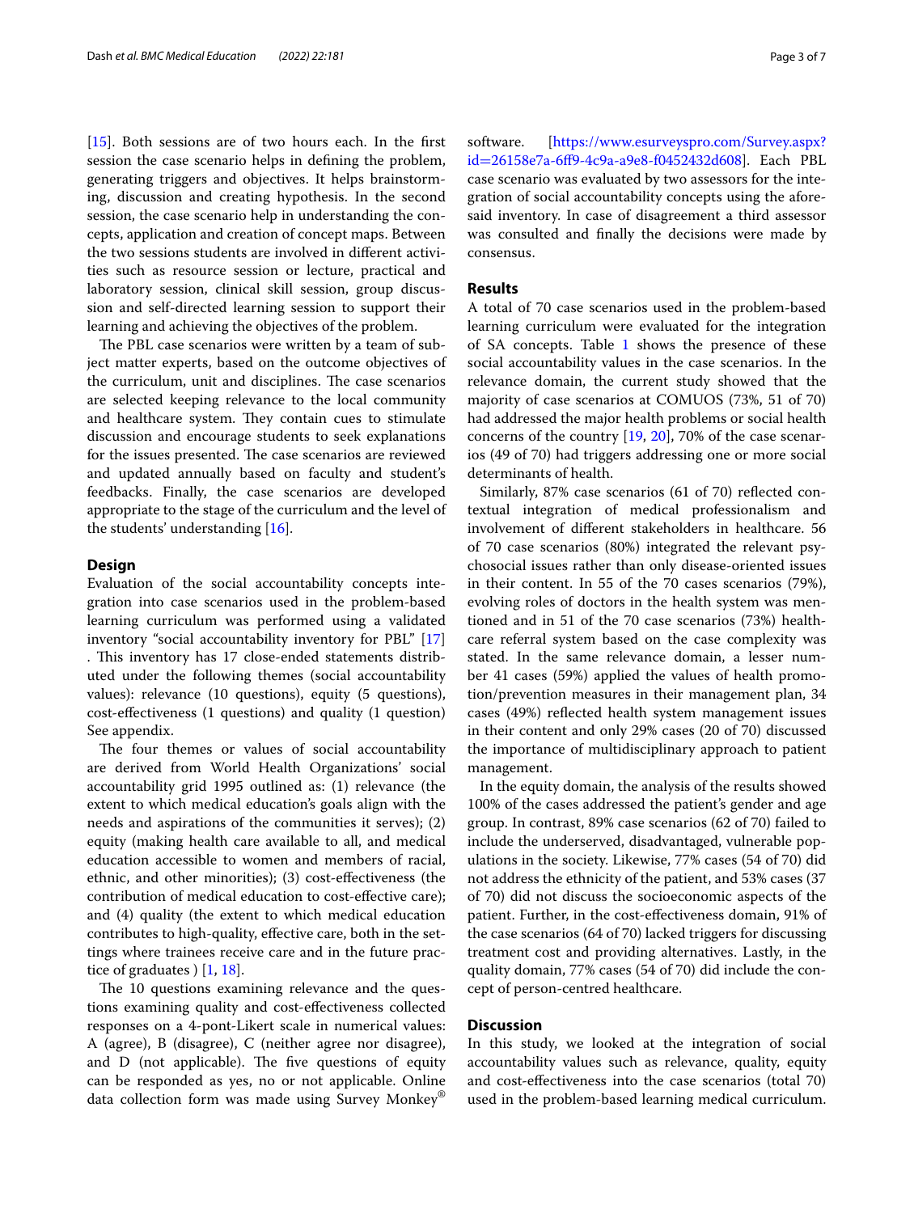[15]. Both sessions are of two hours each. In the first session the case scenario helps in defining the problem, generating triggers and objectives. It helps brainstorming, discussion and creating hypothesis. In the second session, the case scenario help in understanding the concepts, application and creation of concept maps. Between the two sessions students are involved in different activities such as resource session or lecture, practical and laboratory session, clinical skill session, group discussion and self-directed learning session to support their learning and achieving the objectives of the problem.

The PBL case scenarios were written by a team of subject matter experts, based on the outcome objectives of the curriculum, unit and disciplines. The case scenarios are selected keeping relevance to the local community and healthcare system. They contain cues to stimulate discussion and encourage students to seek explanations for the issues presented. The case scenarios are reviewed and updated annually based on faculty and student's feedbacks. Finally, the case scenarios are developed appropriate to the stage of the curriculum and the level of the students' understanding [16].

## Design

Evaluation of the social accountability concepts integration into case scenarios used in the problem-based learning curriculum was performed using a validated inventory "social accountability inventory for PBL" [17] . This inventory has 17 close-ended statements distributed under the following themes (social accountability values): relevance (10 questions), equity (5 questions), cost-effectiveness (1 questions) and quality (1 question) See appendix.

The four themes or values of social accountability are derived from World Health Organizations' social accountability grid 1995 outlined as: (1) relevance (the extent to which medical education's goals align with the needs and aspirations of the communities it serves); (2) equity (making health care available to all, and medical education accessible to women and members of racial, ethnic, and other minorities); (3) cost-effectiveness (the contribution of medical education to cost-effective care); and (4) quality (the extent to which medical education contributes to high-quality, effective care, both in the settings where trainees receive care and in the future practice of graduates ) [1, 18].

The 10 questions examining relevance and the questions examining quality and cost-effectiveness collected responses on a 4-pont-Likert scale in numerical values: A (agree), B (disagree), C (neither agree nor disagree), and D (not applicable). The five questions of equity can be responded as yes, no or not applicable. Online data collection form was made using Survey Monkey® software. [https://www.esurveyspro.com/Survey.aspx?id=26158e7a-6ff9-4c9a-a9e8-f0452432d608]. Each PBL case scenario was evaluated by two assessors for the integration of social accountability concepts using the aforesaid inventory. In case of disagreement a third assessor was consulted and finally the decisions were made by consensus.

## Results

A total of 70 case scenarios used in the problem-based learning curriculum were evaluated for the integration of SA concepts. Table 1 shows the presence of these social accountability values in the case scenarios. In the relevance domain, the current study showed that the majority of case scenarios at COMUOS (73%, 51 of 70) had addressed the major health problems or social health concerns of the country [19, 20], 70% of the case scenarios (49 of 70) had triggers addressing one or more social determinants of health.

Similarly, 87% case scenarios (61 of 70) reflected contextual integration of medical professionalism and involvement of different stakeholders in healthcare. 56 of 70 case scenarios (80%) integrated the relevant psychosocial issues rather than only disease-oriented issues in their content. In 55 of the 70 cases scenarios (79%), evolving roles of doctors in the health system was mentioned and in 51 of the 70 case scenarios (73%) healthcare referral system based on the case complexity was stated. In the same relevance domain, a lesser number 41 cases (59%) applied the values of health promotion/prevention measures in their management plan, 34 cases (49%) reflected health system management issues in their content and only 29% cases (20 of 70) discussed the importance of multidisciplinary approach to patient management.

In the equity domain, the analysis of the results showed 100% of the cases addressed the patient's gender and age group. In contrast, 89% case scenarios (62 of 70) failed to include the underserved, disadvantaged, vulnerable populations in the society. Likewise, 77% cases (54 of 70) did not address the ethnicity of the patient, and 53% cases (37 of 70) did not discuss the socioeconomic aspects of the patient. Further, in the cost-effectiveness domain, 91% of the case scenarios (64 of 70) lacked triggers for discussing treatment cost and providing alternatives. Lastly, in the quality domain, 77% cases (54 of 70) did include the concept of person-centred healthcare.

## Discussion

In this study, we looked at the integration of social accountability values such as relevance, quality, equity and cost-effectiveness into the case scenarios (total 70) used in the problem-based learning medical curriculum.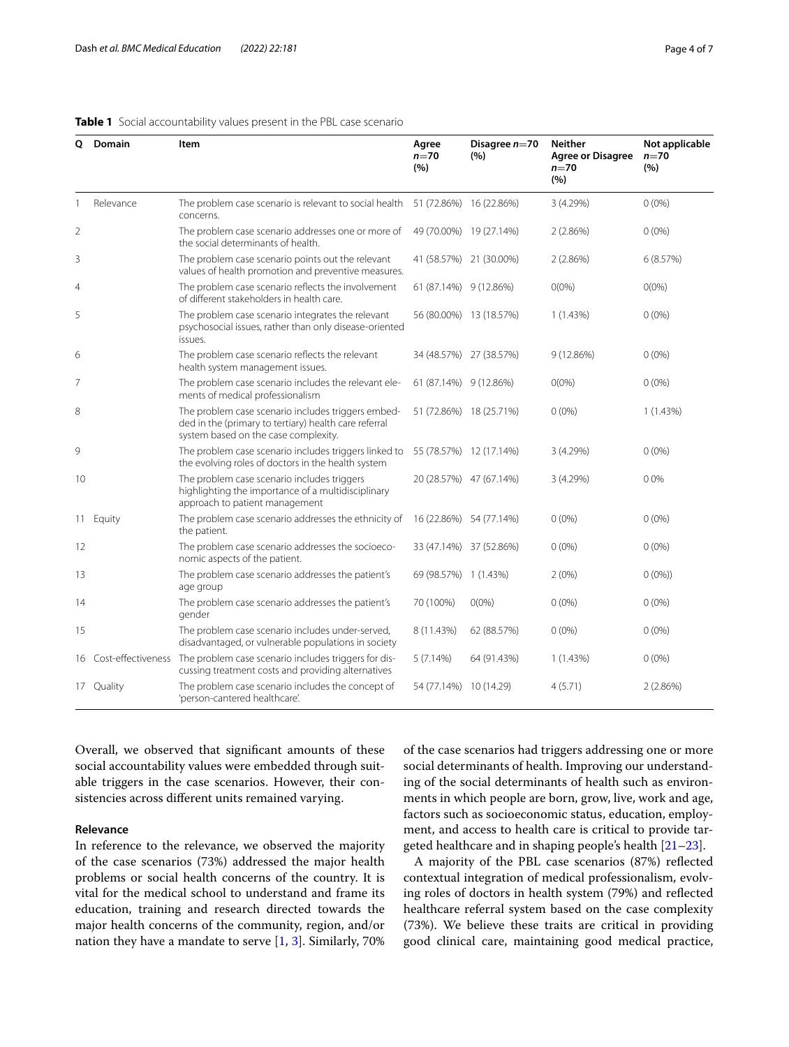**Table 1** Social accountability values present in the PBL case scenario

| Q | Domain | Item | Agree $n$=70 (%) | Disagree $n$=70 (%) | Neither Agree or Disagree $n$=70 (%) | Not applicable $n$=70 (%) |
|---|---|---|---|---|---|---|
| 1 | Relevance | The problem case scenario is relevant to social health concerns. | 51 (72.86%) | 16 (22.86%) | 3 (4.29%) | 0 (0%) |
| 2 | | The problem case scenario addresses one or more of the social determinants of health. | 49 (70.00%) | 19 (27.14%) | 2 (2.86%) | 0 (0%) |
| 3 | | The problem case scenario points out the relevant values of health promotion and preventive measures. | 41 (58.57%) | 21 (30.00%) | 2 (2.86%) | 6 (8.57%) |
| 4 | | The problem case scenario reflects the involvement of different stakeholders in health care. | 61 (87.14%) | 9 (12.86%) | 0(0%) | 0(0%) |
| 5 | | The problem case scenario integrates the relevant psychosocial issues, rather than only disease-oriented issues. | 56 (80.00%) | 13 (18.57%) | 1 (1.43%) | 0 (0%) |
| 6 | | The problem case scenario reflects the relevant health system management issues. | 34 (48.57%) | 27 (38.57%) | 9 (12.86%) | 0 (0%) |
| 7 | | The problem case scenario includes the relevant elements of medical professionalism | 61 (87.14%) | 9 (12.86%) | 0(0%) | 0 (0%) |
| 8 | | The problem case scenario includes triggers embedded in the (primary to tertiary) health care referral system based on the case complexity. | 51 (72.86%) | 18 (25.71%) | 0 (0%) | 1 (1.43%) |
| 9 | | The problem case scenario includes triggers linked to the evolving roles of doctors in the health system | 55 (78.57%) | 12 (17.14%) | 3 (4.29%) | 0 (0%) |
| 10 | | The problem case scenario includes triggers highlighting the importance of a multidisciplinary approach to patient management | 20 (28.57%) | 47 (67.14%) | 3 (4.29%) | 0 0% |
| 11 | Equity | The problem case scenario addresses the ethnicity of the patient. | 16 (22.86%) | 54 (77.14%) | 0 (0%) | 0 (0%) |
| 12 | | The problem case scenario addresses the socioeconomic aspects of the patient. | 33 (47.14%) | 37 (52.86%) | 0 (0%) | 0 (0%) |
| 13 | | The problem case scenario addresses the patient's age group | 69 (98.57%) | 1 (1.43%) | 2 (0%) | 0 (0%)) |
| 14 | | The problem case scenario addresses the patient's gender | 70 (100%) | 0(0%) | 0 (0%) | 0 (0%) |
| 15 | | The problem case scenario includes under-served, disadvantaged, or vulnerable populations in society | 8 (11.43%) | 62 (88.57%) | 0 (0%) | 0 (0%) |
| 16 | Cost-effectiveness | The problem case scenario includes triggers for discussing treatment costs and providing alternatives | 5 (7.14%) | 64 (91.43%) | 1 (1.43%) | 0 (0%) |
| 17 | Quality | The problem case scenario includes the concept of 'person-cantered healthcare'. | 54 (77.14%) | 10 (14.29) | 4 (5.71) | 2 (2.86%) |

Overall, we observed that significant amounts of these social accountability values were embedded through suitable triggers in the case scenarios. However, their consistencies across different units remained varying.

### Relevance

In reference to the relevance, we observed the majority of the case scenarios (73%) addressed the major health problems or social health concerns of the country. It is vital for the medical school to understand and frame its education, training and research directed towards the major health concerns of the community, region, and/or nation they have a mandate to serve [1, 3]. Similarly, 70% of the case scenarios had triggers addressing one or more social determinants of health. Improving our understanding of the social determinants of health such as environments in which people are born, grow, live, work and age, factors such as socioeconomic status, education, employment, and access to health care is critical to provide targeted healthcare and in shaping people's health [21–23].

A majority of the PBL case scenarios (87%) reflected contextual integration of medical professionalism, evolving roles of doctors in health system (79%) and reflected healthcare referral system based on the case complexity (73%). We believe these traits are critical in providing good clinical care, maintaining good medical practice,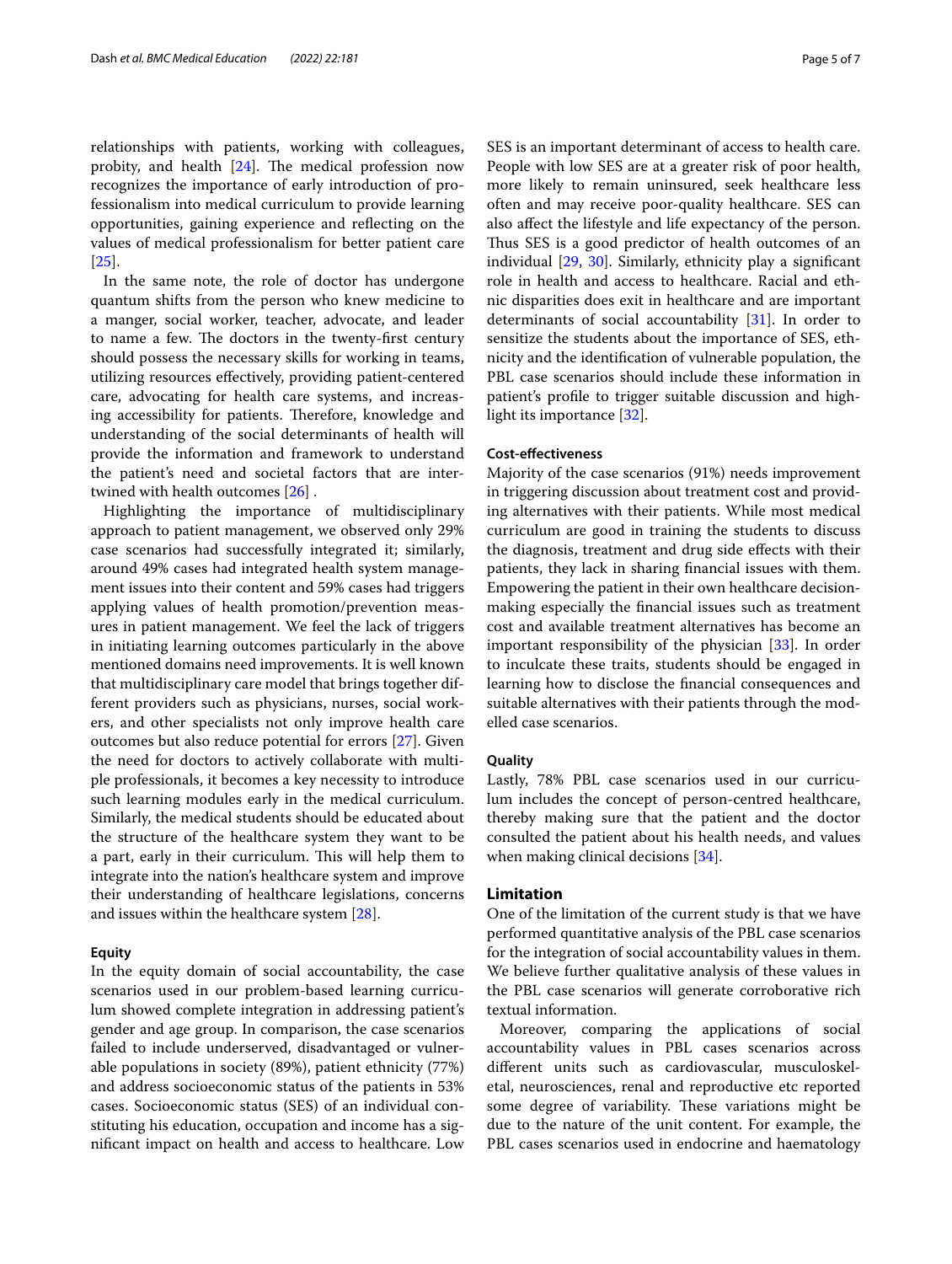relationships with patients, working with colleagues, probity, and health [24]. The medical profession now recognizes the importance of early introduction of professionalism into medical curriculum to provide learning opportunities, gaining experience and reflecting on the values of medical professionalism for better patient care [25].

In the same note, the role of doctor has undergone quantum shifts from the person who knew medicine to a manger, social worker, teacher, advocate, and leader to name a few. The doctors in the twenty-first century should possess the necessary skills for working in teams, utilizing resources effectively, providing patient-centered care, advocating for health care systems, and increasing accessibility for patients. Therefore, knowledge and understanding of the social determinants of health will provide the information and framework to understand the patient's need and societal factors that are intertwined with health outcomes [26] .

Highlighting the importance of multidisciplinary approach to patient management, we observed only 29% case scenarios had successfully integrated it; similarly, around 49% cases had integrated health system management issues into their content and 59% cases had triggers applying values of health promotion/prevention measures in patient management. We feel the lack of triggers in initiating learning outcomes particularly in the above mentioned domains need improvements. It is well known that multidisciplinary care model that brings together different providers such as physicians, nurses, social workers, and other specialists not only improve health care outcomes but also reduce potential for errors [27]. Given the need for doctors to actively collaborate with multiple professionals, it becomes a key necessity to introduce such learning modules early in the medical curriculum. Similarly, the medical students should be educated about the structure of the healthcare system they want to be a part, early in their curriculum. This will help them to integrate into the nation's healthcare system and improve their understanding of healthcare legislations, concerns and issues within the healthcare system [28].

#### Equity

In the equity domain of social accountability, the case scenarios used in our problem-based learning curriculum showed complete integration in addressing patient's gender and age group. In comparison, the case scenarios failed to include underserved, disadvantaged or vulnerable populations in society (89%), patient ethnicity (77%) and address socioeconomic status of the patients in 53% cases. Socioeconomic status (SES) of an individual constituting his education, occupation and income has a significant impact on health and access to healthcare. Low SES is an important determinant of access to health care. People with low SES are at a greater risk of poor health, more likely to remain uninsured, seek healthcare less often and may receive poor-quality healthcare. SES can also affect the lifestyle and life expectancy of the person. Thus SES is a good predictor of health outcomes of an individual [29, 30]. Similarly, ethnicity play a significant role in health and access to healthcare. Racial and ethnic disparities does exit in healthcare and are important determinants of social accountability [31]. In order to sensitize the students about the importance of SES, ethnicity and the identification of vulnerable population, the PBL case scenarios should include these information in patient's profile to trigger suitable discussion and highlight its importance [32].

#### Cost-effectiveness

Majority of the case scenarios (91%) needs improvement in triggering discussion about treatment cost and providing alternatives with their patients. While most medical curriculum are good in training the students to discuss the diagnosis, treatment and drug side effects with their patients, they lack in sharing financial issues with them. Empowering the patient in their own healthcare decision-making especially the financial issues such as treatment cost and available treatment alternatives has become an important responsibility of the physician [33]. In order to inculcate these traits, students should be engaged in learning how to disclose the financial consequences and suitable alternatives with their patients through the modelled case scenarios.

#### Quality

Lastly, 78% PBL case scenarios used in our curriculum includes the concept of person-centred healthcare, thereby making sure that the patient and the doctor consulted the patient about his health needs, and values when making clinical decisions [34].

## Limitation

One of the limitation of the current study is that we have performed quantitative analysis of the PBL case scenarios for the integration of social accountability values in them. We believe further qualitative analysis of these values in the PBL case scenarios will generate corroborative rich textual information.

Moreover, comparing the applications of social accountability values in PBL cases scenarios across different units such as cardiovascular, musculoskeletal, neurosciences, renal and reproductive etc reported some degree of variability. These variations might be due to the nature of the unit content. For example, the PBL cases scenarios used in endocrine and haematology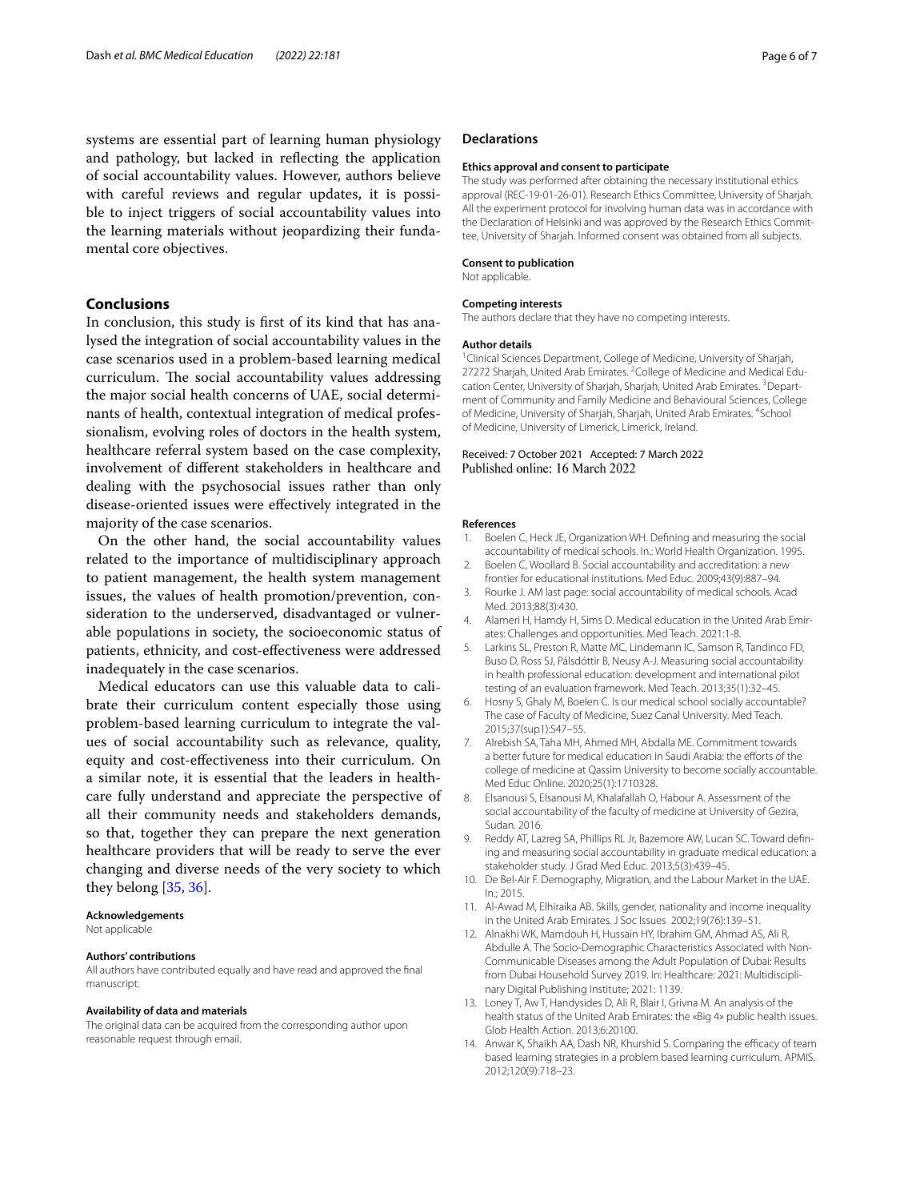systems are essential part of learning human physiology and pathology, but lacked in reflecting the application of social accountability values. However, authors believe with careful reviews and regular updates, it is possible to inject triggers of social accountability values into the learning materials without jeopardizing their fundamental core objectives.

## Conclusions

In conclusion, this study is first of its kind that has analysed the integration of social accountability values in the case scenarios used in a problem-based learning medical curriculum. The social accountability values addressing the major social health concerns of UAE, social determinants of health, contextual integration of medical professionalism, evolving roles of doctors in the health system, healthcare referral system based on the case complexity, involvement of different stakeholders in healthcare and dealing with the psychosocial issues rather than only disease-oriented issues were effectively integrated in the majority of the case scenarios.

On the other hand, the social accountability values related to the importance of multidisciplinary approach to patient management, the health system management issues, the values of health promotion/prevention, consideration to the underserved, disadvantaged or vulnerable populations in society, the socioeconomic status of patients, ethnicity, and cost-effectiveness were addressed inadequately in the case scenarios.

Medical educators can use this valuable data to calibrate their curriculum content especially those using problem-based learning curriculum to integrate the values of social accountability such as relevance, quality, equity and cost-effectiveness into their curriculum. On a similar note, it is essential that the leaders in healthcare fully understand and appreciate the perspective of all their community needs and stakeholders demands, so that, together they can prepare the next generation healthcare providers that will be ready to serve the ever changing and diverse needs of the very society to which they belong [35, 36].

#### Acknowledgements

Not applicable

#### Authors' contributions

All authors have contributed equally and have read and approved the final manuscript.

#### Availability of data and materials

The original data can be acquired from the corresponding author upon reasonable request through email.

## Declarations

#### Ethics approval and consent to participate

The study was performed after obtaining the necessary institutional ethics approval (REC-19-01-26-01). Research Ethics Committee, University of Sharjah. All the experiment protocol for involving human data was in accordance with the Declaration of Helsinki and was approved by the Research Ethics Committee, University of Sharjah. Informed consent was obtained from all subjects.

#### Consent to publication

Not applicable.

#### Competing interests

The authors declare that they have no competing interests.

#### Author details

[1] Clinical Sciences Department, College of Medicine, University of Sharjah, 27272 Sharjah, United Arab Emirates. [2] College of Medicine and Medical Education Center, University of Sharjah, Sharjah, United Arab Emirates. [3] Department of Community and Family Medicine and Behavioural Sciences, College of Medicine, University of Sharjah, Sharjah, United Arab Emirates. [4] School of Medicine, University of Limerick, Limerick, Ireland.

Received: 7 October 2021 Accepted: 7 March 2022
Published online: 16 March 2022

#### References

1. Boelen C, Heck JE, Organization WH. Defining and measuring the social accountability of medical schools. In.: World Health Organization. 1995.
2. Boelen C, Woollard B. Social accountability and accreditation: a new frontier for educational institutions. Med Educ. 2009;43(9):887–94.
3. Rourke J. AM last page: social accountability of medical schools. Acad Med. 2013;88(3):430.
4. Alameri H, Hamdy H, Sims D. Medical education in the United Arab Emirates: Challenges and opportunities. Med Teach. 2021:1-8.
5. Larkins SL, Preston R, Matte MC, Lindemann IC, Samson R, Tandinco FD, Buso D, Ross SJ, Pálsdóttir B, Neusy A-J. Measuring social accountability in health professional education: development and international pilot testing of an evaluation framework. Med Teach. 2013;35(1):32–45.
6. Hosny S, Ghaly M, Boelen C. Is our medical school socially accountable? The case of Faculty of Medicine, Suez Canal University. Med Teach. 2015;37(sup1):S47–55.
7. Alrebish SA, Taha MH, Ahmed MH, Abdalla ME. Commitment towards a better future for medical education in Saudi Arabia: the efforts of the college of medicine at Qassim University to become socially accountable. Med Educ Online. 2020;25(1):1710328.
8. Elsanousi S, Elsanousi M, Khalafallah O, Habour A. Assessment of the social accountability of the faculty of medicine at University of Gezira, Sudan. 2016.
9. Reddy AT, Lazreg SA, Phillips RL Jr, Bazemore AW, Lucan SC. Toward defining and measuring social accountability in graduate medical education: a stakeholder study. J Grad Med Educ. 2013;5(3):439–45.
10. De Bel-Air F. Demography, Migration, and the Labour Market in the UAE. In.; 2015.
11. Al-Awad M, Elhiraika AB. Skills, gender, nationality and income inequality in the United Arab Emirates. J Soc Issues 2002;19(76):139–51.
12. Alnakhi WK, Mamdouh H, Hussain HY, Ibrahim GM, Ahmad AS, Ali R, Abdulle A. The Socio-Demographic Characteristics Associated with Non-Communicable Diseases among the Adult Population of Dubai: Results from Dubai Household Survey 2019. In: Healthcare: 2021: Multidisciplinary Digital Publishing Institute; 2021: 1139.
13. Loney T, Aw T, Handysides D, Ali R, Blair I, Grivna M. An analysis of the health status of the United Arab Emirates: the «Big 4» public health issues. Glob Health Action. 2013;6:20100.
14. Anwar K, Shaikh AA, Dash NR, Khurshid S. Comparing the efficacy of team based learning strategies in a problem based learning curriculum. APMIS. 2012;120(9):718–23.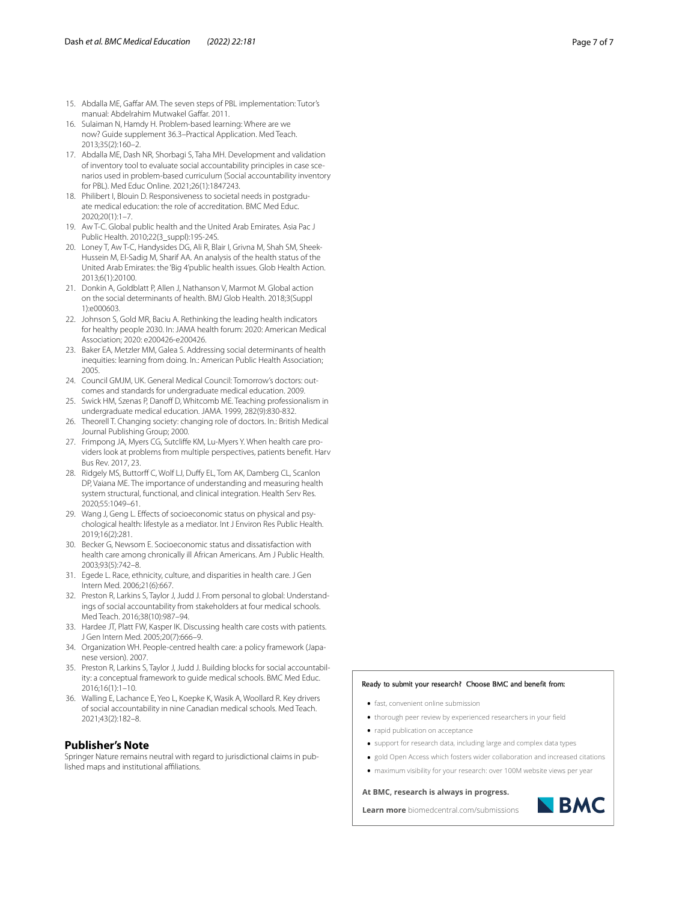15. Abdalla ME, Gaffar AM. The seven steps of PBL implementation: Tutor's manual: Abdelrahim Mutwakel Gaffar. 2011.
16. Sulaiman N, Hamdy H. Problem-based learning: Where are we now? Guide supplement 36.3–Practical Application. Med Teach. 2013;35(2):160–2.
17. Abdalla ME, Dash NR, Shorbagi S, Taha MH. Development and validation of inventory tool to evaluate social accountability principles in case scenarios used in problem-based curriculum (Social accountability inventory for PBL). Med Educ Online. 2021;26(1):1847243.
18. Philibert I, Blouin D. Responsiveness to societal needs in postgraduate medical education: the role of accreditation. BMC Med Educ. 2020;20(1):1–7.
19. Aw T-C. Global public health and the United Arab Emirates. Asia Pac J Public Health. 2010;22(3_suppl):19S-24S.
20. Loney T, Aw T-C, Handysides DG, Ali R, Blair I, Grivna M, Shah SM, Sheek-Hussein M, El-Sadig M, Sharif AA. An analysis of the health status of the United Arab Emirates: the 'Big 4'public health issues. Glob Health Action. 2013;6(1):20100.
21. Donkin A, Goldblatt P, Allen J, Nathanson V, Marmot M. Global action on the social determinants of health. BMJ Glob Health. 2018;3(Suppl 1):e000603.
22. Johnson S, Gold MR, Baciu A. Rethinking the leading health indicators for healthy people 2030. In: JAMA health forum: 2020: American Medical Association; 2020: e200426-e200426.
23. Baker EA, Metzler MM, Galea S. Addressing social determinants of health inequities: learning from doing. In.: American Public Health Association; 2005.
24. Council GMJM, UK. General Medical Council: Tomorrow's doctors: outcomes and standards for undergraduate medical education. 2009.
25. Swick HM, Szenas P, Danoff D, Whitcomb ME. Teaching professionalism in undergraduate medical education. JAMA. 1999, 282(9):830-832.
26. Theorell T. Changing society: changing role of doctors. In.: British Medical Journal Publishing Group; 2000.
27. Frimpong JA, Myers CG, Sutcliffe KM, Lu-Myers Y. When health care providers look at problems from multiple perspectives, patients benefit. Harv Bus Rev. 2017, 23.
28. Ridgely MS, Buttorff C, Wolf LJ, Duffy EL, Tom AK, Damberg CL, Scanlon DP, Vaiana ME. The importance of understanding and measuring health system structural, functional, and clinical integration. Health Serv Res. 2020;55:1049–61.
29. Wang J, Geng L. Effects of socioeconomic status on physical and psychological health: lifestyle as a mediator. Int J Environ Res Public Health. 2019;16(2):281.
30. Becker G, Newsom E. Socioeconomic status and dissatisfaction with health care among chronically ill African Americans. Am J Public Health. 2003;93(5):742–8.
31. Egede L. Race, ethnicity, culture, and disparities in health care. J Gen Intern Med. 2006;21(6):667.
32. Preston R, Larkins S, Taylor J, Judd J. From personal to global: Understandings of social accountability from stakeholders at four medical schools. Med Teach. 2016;38(10):987–94.
33. Hardee JT, Platt FW, Kasper IK. Discussing health care costs with patients. J Gen Intern Med. 2005;20(7):666–9.
34. Organization WH. People-centred health care: a policy framework (Japanese version). 2007.
35. Preston R, Larkins S, Taylor J, Judd J. Building blocks for social accountability: a conceptual framework to guide medical schools. BMC Med Educ. 2016;16(1):1–10.
36. Walling E, Lachance E, Yeo L, Koepke K, Wasik A, Woollard R. Key drivers of social accountability in nine Canadian medical schools. Med Teach. 2021;43(2):182–8.

## Publisher's Note

Springer Nature remains neutral with regard to jurisdictional claims in published maps and institutional affiliations.

Ready to submit your research? Choose BMC and benefit from:

- fast, convenient online submission
- thorough peer review by experienced researchers in your field
- rapid publication on acceptance
- support for research data, including large and complex data types
- gold Open Access which fosters wider collaboration and increased citations
- maximum visibility for your research: over 100M website views per year

**At BMC, research is always in progress.**

**Learn more** biomedcentral.com/submissions

BMC